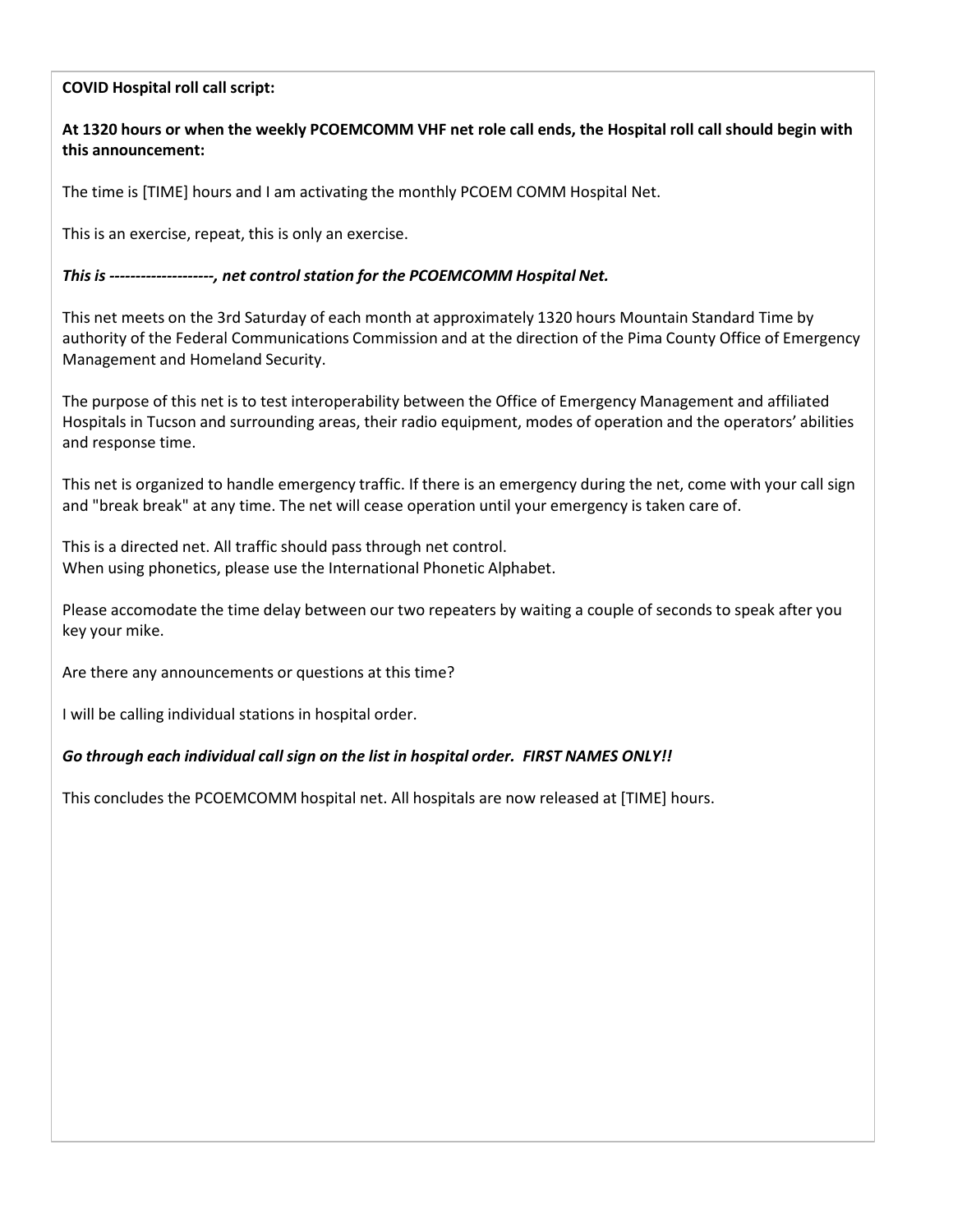**COVID Hospital roll call script:**

**At 1320 hours or when the weekly PCOEMCOMM VHF net role call ends, the Hospital roll call should begin with this announcement:**

The time is [TIME] hours and I am activating the monthly PCOEM COMM Hospital Net.

This is an exercise, repeat, this is only an exercise.

***This is --------------------, net control station for the PCOEMCOMM Hospital Net.***

This net meets on the 3rd Saturday of each month at approximately 1320 hours Mountain Standard Time by authority of the Federal Communications Commission and at the direction of the Pima County Office of Emergency Management and Homeland Security.

The purpose of this net is to test interoperability between the Office of Emergency Management and affiliated Hospitals in Tucson and surrounding areas, their radio equipment, modes of operation and the operators' abilities and response time.

This net is organized to handle emergency traffic. If there is an emergency during the net, come with your call sign and "break break" at any time. The net will cease operation until your emergency is taken care of.

This is a directed net. All traffic should pass through net control.
When using phonetics, please use the International Phonetic Alphabet.

Please accomodate the time delay between our two repeaters by waiting a couple of seconds to speak after you key your mike.

Are there any announcements or questions at this time?

I will be calling individual stations in hospital order.

***Go through each individual call sign on the list in hospital order. FIRST NAMES ONLY!!***

This concludes the PCOEMCOMM hospital net. All hospitals are now released at [TIME] hours.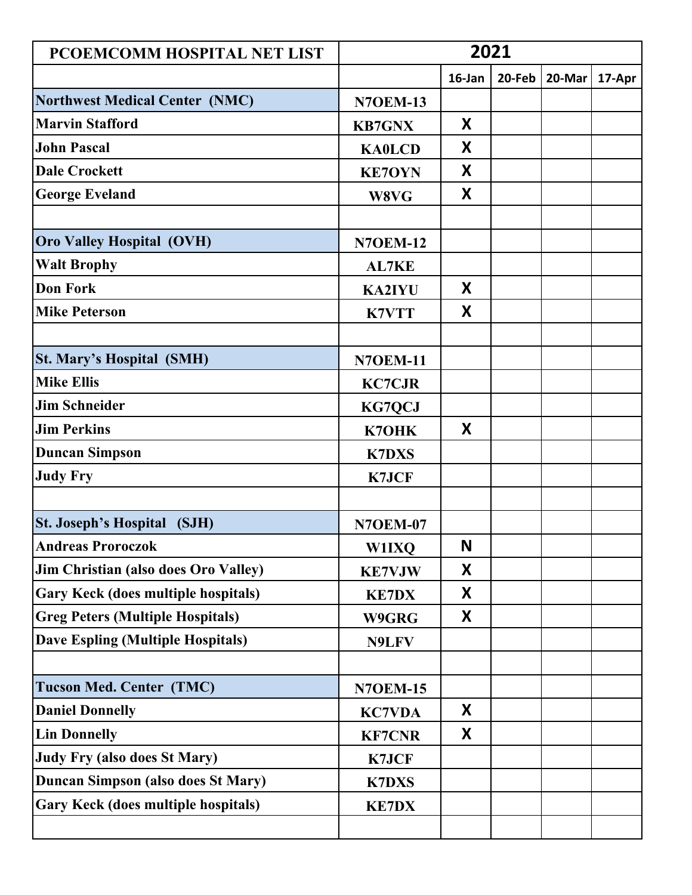| PCOEMCOMM HOSPITAL NET LIST | 2021 | | | | |
|---|---|---|---|---|---|
| | | 16-Jan | 20-Feb | 20-Mar | 17-Apr |
| **Northwest Medical Center (NMC)** | N7OEM-13 | | | | |
| Marvin Stafford | KB7GNX | X | | | |
| John Pascal | KA0LCD | X | | | |
| Dale Crockett | KE7OYN | X | | | |
| George Eveland | W8VG | X | | | |
| | | | | | |
| **Oro Valley Hospital (OVH)** | N7OEM-12 | | | | |
| Walt Brophy | AL7KE | | | | |
| Don Fork | KA2IYU | X | | | |
| Mike Peterson | K7VTT | X | | | |
| | | | | | |
| **St. Mary's Hospital (SMH)** | N7OEM-11 | | | | |
| Mike Ellis | KC7CJR | | | | |
| Jim Schneider | KG7QCJ | | | | |
| Jim Perkins | K7OHK | X | | | |
| Duncan Simpson | K7DXS | | | | |
| Judy Fry | K7JCF | | | | |
| | | | | | |
| **St. Joseph's Hospital (SJH)** | N7OEM-07 | | | | |
| Andreas Proroczok | W1IXQ | N | | | |
| Jim Christian (also does Oro Valley) | KE7VJW | X | | | |
| Gary Keck (does multiple hospitals) | KE7DX | X | | | |
| Greg Peters (Multiple Hospitals) | W9GRG | X | | | |
| Dave Espling (Multiple Hospitals) | N9LFV | | | | |
| | | | | | |
| **Tucson Med. Center (TMC)** | N7OEM-15 | | | | |
| Daniel Donnelly | KC7VDA | X | | | |
| Lin Donnelly | KF7CNR | X | | | |
| Judy Fry (also does St Mary) | K7JCF | | | | |
| Duncan Simpson (also does St Mary) | K7DXS | | | | |
| Gary Keck (does multiple hospitals) | KE7DX | | | | |
| | | | | | |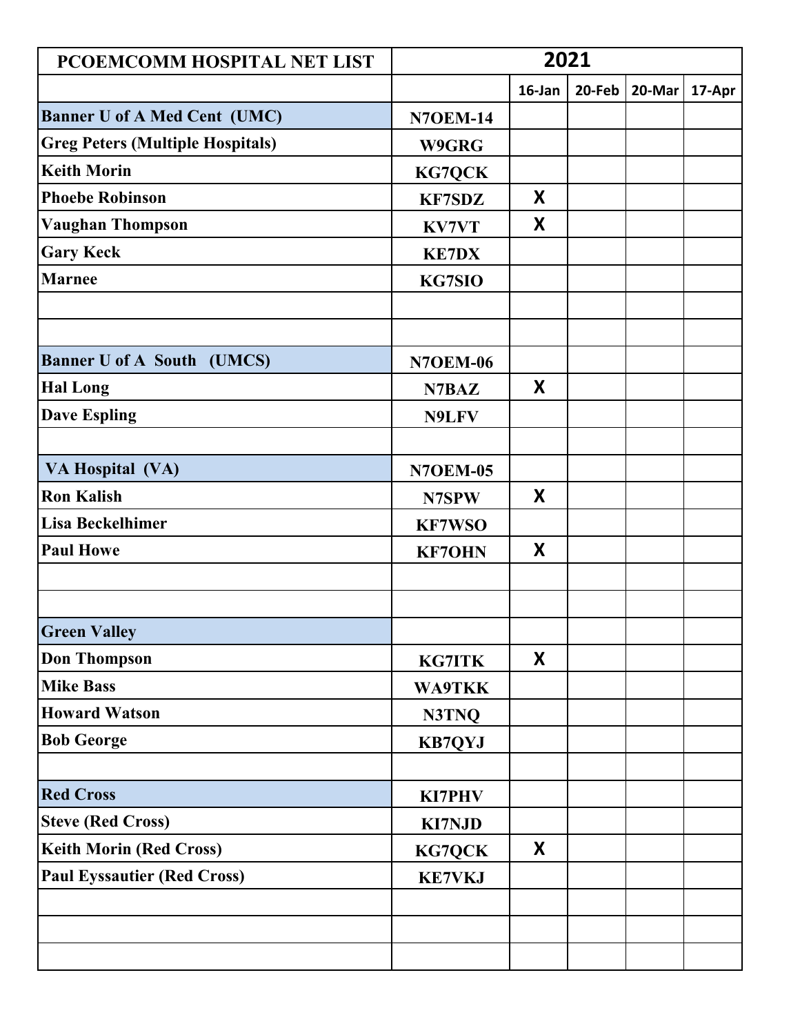| PCOEMCOMM HOSPITAL NET LIST | 2021 | | | | |
|---|---|---|---|---|---|
| | | 16-Jan | 20-Feb | 20-Mar | 17-Apr |
| **Banner U of A Med Cent (UMC)** | N7OEM-14 | | | | |
| Greg Peters (Multiple Hospitals) | W9GRG | | | | |
| Keith Morin | KG7QCK | | | | |
| Phoebe Robinson | KF7SDZ | X | | | |
| Vaughan Thompson | KV7VT | X | | | |
| Gary Keck | KE7DX | | | | |
| Marnee | KG7SIO | | | | |
| | | | | | |
| | | | | | |
| **Banner U of A South (UMCS)** | N7OEM-06 | | | | |
| Hal Long | N7BAZ | X | | | |
| Dave Espling | N9LFV | | | | |
| | | | | | |
| **VA Hospital (VA)** | N7OEM-05 | | | | |
| Ron Kalish | N7SPW | X | | | |
| Lisa Beckelhimer | KF7WSO | | | | |
| Paul Howe | KF7OHN | X | | | |
| | | | | | |
| | | | | | |
| **Green Valley** | | | | | |
| Don Thompson | KG7ITK | X | | | |
| Mike Bass | WA9TKK | | | | |
| Howard Watson | N3TNQ | | | | |
| Bob George | KB7QYJ | | | | |
| | | | | | |
| **Red Cross** | KI7PHV | | | | |
| Steve (Red Cross) | KI7NJD | | | | |
| Keith Morin (Red Cross) | KG7QCK | X | | | |
| Paul Eyssautier (Red Cross) | KE7VKJ | | | | |
| | | | | | |
| | | | | | |
| | | | | | |